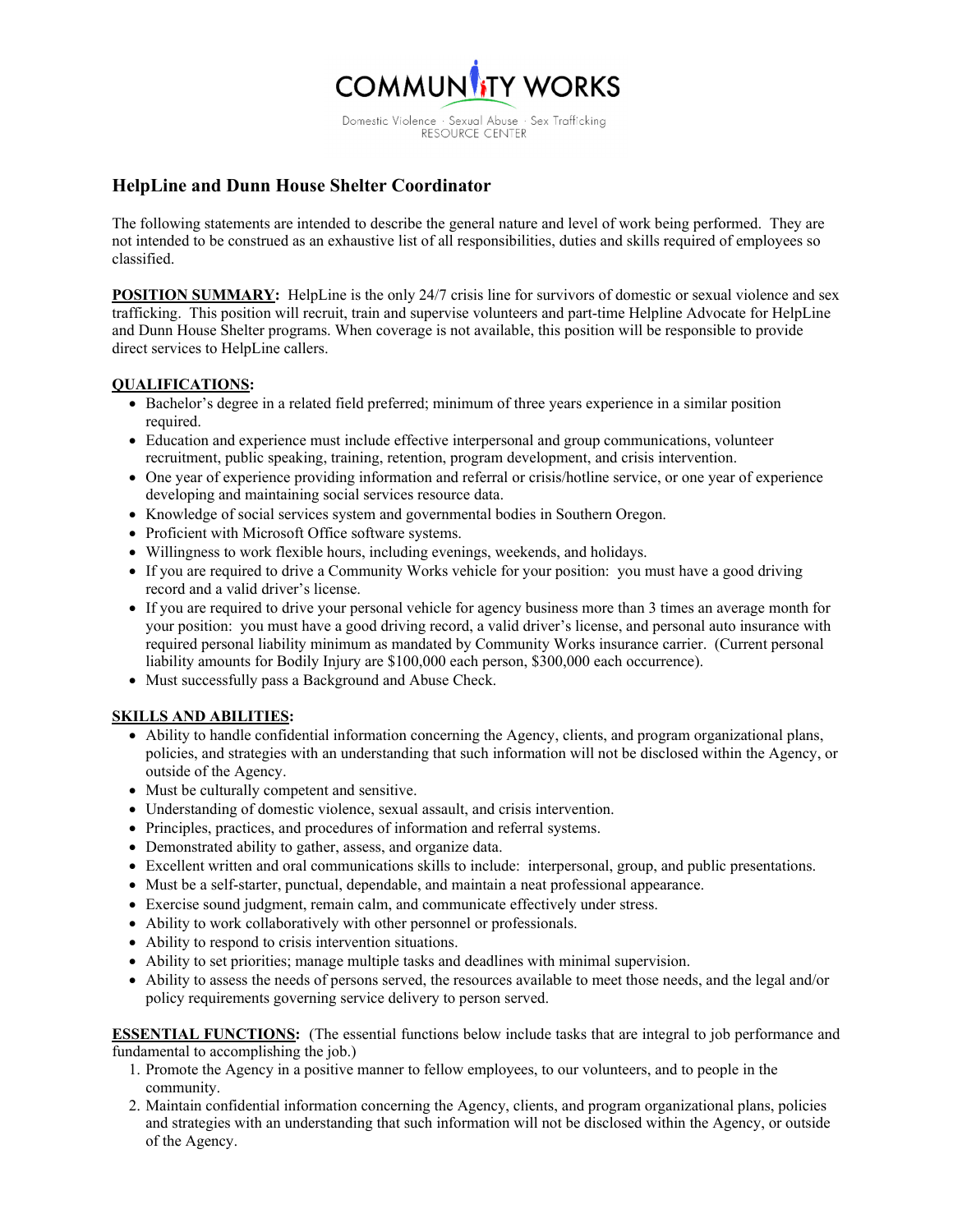COMMUNITY WORKS

Domestic Violence · Sexual Abuse · Sex Trafficking
RESOURCE CENTER

# HelpLine and Dunn House Shelter Coordinator

The following statements are intended to describe the general nature and level of work being performed. They are not intended to be construed as an exhaustive list of all responsibilities, duties and skills required of employees so classified.

**POSITION SUMMARY:** HelpLine is the only 24/7 crisis line for survivors of domestic or sexual violence and sex trafficking. This position will recruit, train and supervise volunteers and part-time Helpline Advocate for HelpLine and Dunn House Shelter programs. When coverage is not available, this position will be responsible to provide direct services to HelpLine callers.

**QUALIFICATIONS:**

- Bachelor's degree in a related field preferred; minimum of three years experience in a similar position required.
- Education and experience must include effective interpersonal and group communications, volunteer recruitment, public speaking, training, retention, program development, and crisis intervention.
- One year of experience providing information and referral or crisis/hotline service, or one year of experience developing and maintaining social services resource data.
- Knowledge of social services system and governmental bodies in Southern Oregon.
- Proficient with Microsoft Office software systems.
- Willingness to work flexible hours, including evenings, weekends, and holidays.
- If you are required to drive a Community Works vehicle for your position: you must have a good driving record and a valid driver's license.
- If you are required to drive your personal vehicle for agency business more than 3 times an average month for your position: you must have a good driving record, a valid driver's license, and personal auto insurance with required personal liability minimum as mandated by Community Works insurance carrier. (Current personal liability amounts for Bodily Injury are $100,000 each person, $300,000 each occurrence).
- Must successfully pass a Background and Abuse Check.

**SKILLS AND ABILITIES:**

- Ability to handle confidential information concerning the Agency, clients, and program organizational plans, policies, and strategies with an understanding that such information will not be disclosed within the Agency, or outside of the Agency.
- Must be culturally competent and sensitive.
- Understanding of domestic violence, sexual assault, and crisis intervention.
- Principles, practices, and procedures of information and referral systems.
- Demonstrated ability to gather, assess, and organize data.
- Excellent written and oral communications skills to include: interpersonal, group, and public presentations.
- Must be a self-starter, punctual, dependable, and maintain a neat professional appearance.
- Exercise sound judgment, remain calm, and communicate effectively under stress.
- Ability to work collaboratively with other personnel or professionals.
- Ability to respond to crisis intervention situations.
- Ability to set priorities; manage multiple tasks and deadlines with minimal supervision.
- Ability to assess the needs of persons served, the resources available to meet those needs, and the legal and/or policy requirements governing service delivery to person served.

**ESSENTIAL FUNCTIONS:** (The essential functions below include tasks that are integral to job performance and fundamental to accomplishing the job.)

1. Promote the Agency in a positive manner to fellow employees, to our volunteers, and to people in the community.
2. Maintain confidential information concerning the Agency, clients, and program organizational plans, policies and strategies with an understanding that such information will not be disclosed within the Agency, or outside of the Agency.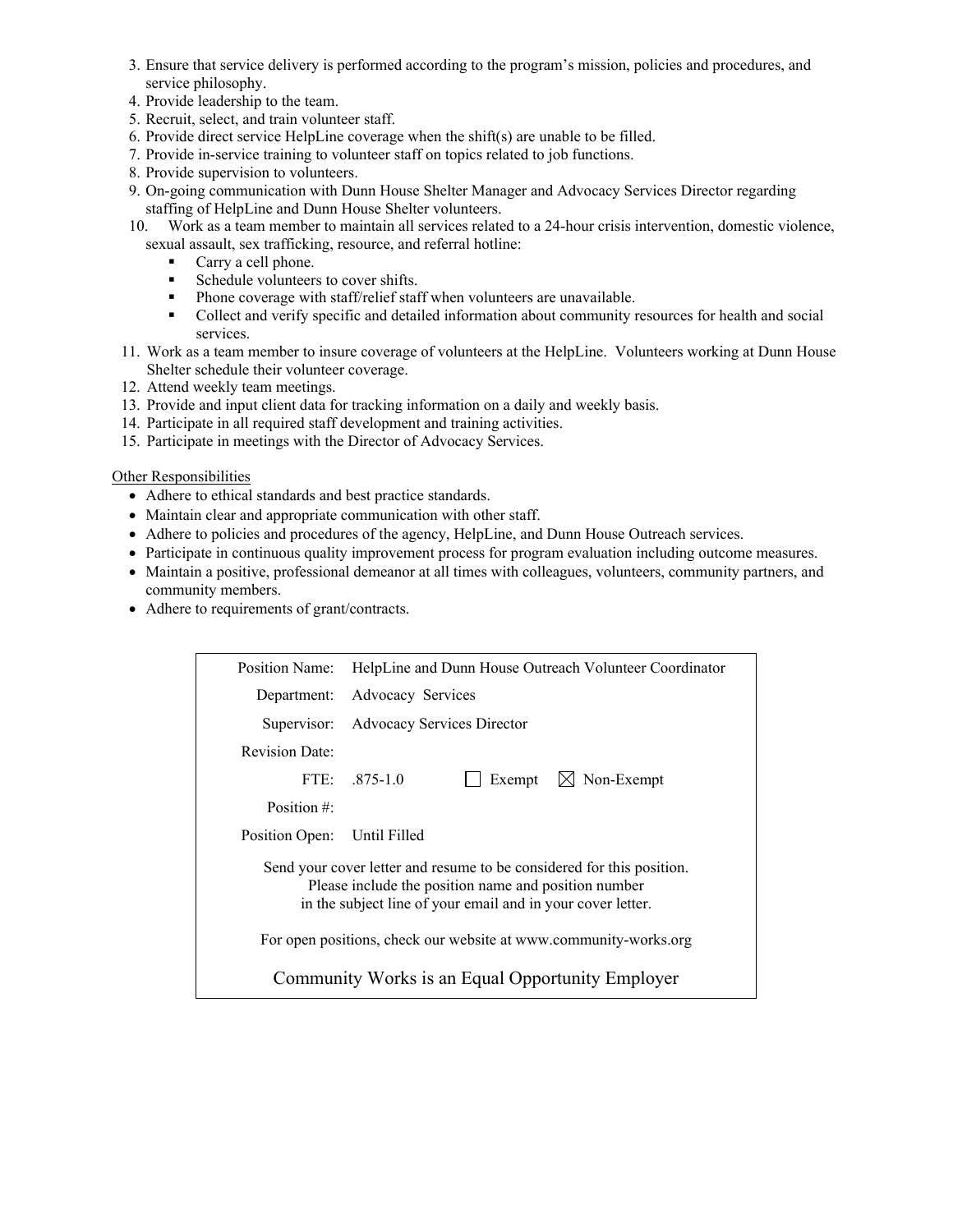3. Ensure that service delivery is performed according to the program's mission, policies and procedures, and service philosophy.
4. Provide leadership to the team.
5. Recruit, select, and train volunteer staff.
6. Provide direct service HelpLine coverage when the shift(s) are unable to be filled.
7. Provide in-service training to volunteer staff on topics related to job functions.
8. Provide supervision to volunteers.
9. On-going communication with Dunn House Shelter Manager and Advocacy Services Director regarding staffing of HelpLine and Dunn House Shelter volunteers.
10. Work as a team member to maintain all services related to a 24-hour crisis intervention, domestic violence, sexual assault, sex trafficking, resource, and referral hotline:
    - Carry a cell phone.
    - Schedule volunteers to cover shifts.
    - Phone coverage with staff/relief staff when volunteers are unavailable.
    - Collect and verify specific and detailed information about community resources for health and social services.
11. Work as a team member to insure coverage of volunteers at the HelpLine. Volunteers working at Dunn House Shelter schedule their volunteer coverage.
12. Attend weekly team meetings.
13. Provide and input client data for tracking information on a daily and weekly basis.
14. Participate in all required staff development and training activities.
15. Participate in meetings with the Director of Advocacy Services.

Other Responsibilities

- Adhere to ethical standards and best practice standards.
- Maintain clear and appropriate communication with other staff.
- Adhere to policies and procedures of the agency, HelpLine, and Dunn House Outreach services.
- Participate in continuous quality improvement process for program evaluation including outcome measures.
- Maintain a positive, professional demeanor at all times with colleagues, volunteers, community partners, and community members.
- Adhere to requirements of grant/contracts.

| | |
|---|---|
| Position Name: | HelpLine and Dunn House Outreach Volunteer Coordinator |
| Department: | Advocacy Services |
| Supervisor: | Advocacy Services Director |
| Revision Date: | |
| FTE: | .875-1.0 ☐ Exempt ☒ Non-Exempt |
| Position #: | |
| Position Open: | Until Filled |

Send your cover letter and resume to be considered for this position.
Please include the position name and position number
in the subject line of your email and in your cover letter.

For open positions, check our website at www.community-works.org

Community Works is an Equal Opportunity Employer